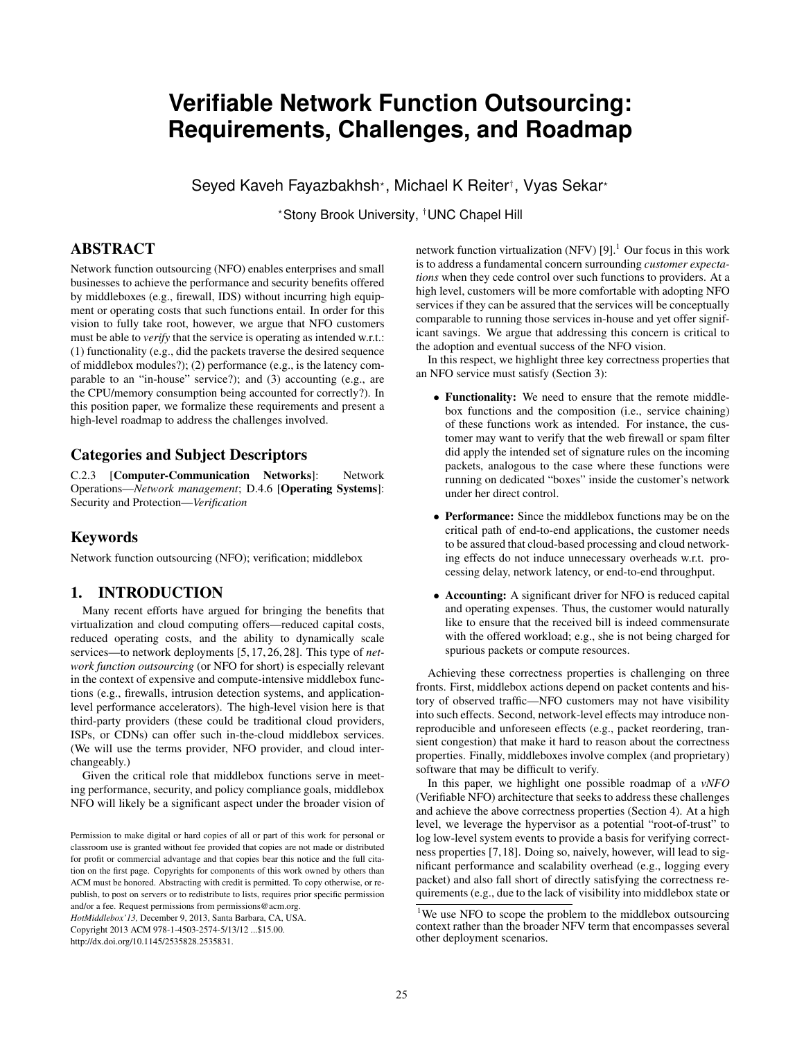# Verifiable Network Function Outsourcing: Requirements, Challenges, and Roadmap

Seyed Kaveh Fayazbakhsh*, Michael K Reiter†, Vyas Sekar*

*Stony Brook University, †UNC Chapel Hill

## ABSTRACT

Network function outsourcing (NFO) enables enterprises and small businesses to achieve the performance and security benefits offered by middleboxes (e.g., firewall, IDS) without incurring high equipment or operating costs that such functions entail. In order for this vision to fully take root, however, we argue that NFO customers must be able to *verify* that the service is operating as intended w.r.t.: (1) functionality (e.g., did the packets traverse the desired sequence of middlebox modules?); (2) performance (e.g., is the latency comparable to an "in-house" service?); and (3) accounting (e.g., are the CPU/memory consumption being accounted for correctly?). In this position paper, we formalize these requirements and present a high-level roadmap to address the challenges involved.

## Categories and Subject Descriptors

C.2.3 [**Computer-Communication Networks**]: Network Operations—*Network management*; D.4.6 [**Operating Systems**]: Security and Protection—*Verification*

## Keywords

Network function outsourcing (NFO); verification; middlebox

## 1. INTRODUCTION

Many recent efforts have argued for bringing the benefits that virtualization and cloud computing offers—reduced capital costs, reduced operating costs, and the ability to dynamically scale services—to network deployments [5, 17, 26, 28]. This type of *network function outsourcing* (or NFO for short) is especially relevant in the context of expensive and compute-intensive middlebox functions (e.g., firewalls, intrusion detection systems, and application-level performance accelerators). The high-level vision here is that third-party providers (these could be traditional cloud providers, ISPs, or CDNs) can offer such in-the-cloud middlebox services. (We will use the terms provider, NFO provider, and cloud interchangeably.)

Given the critical role that middlebox functions serve in meeting performance, security, and policy compliance goals, middlebox NFO will likely be a significant aspect under the broader vision of network function virtualization (NFV) [9].[1] Our focus in this work is to address a fundamental concern surrounding *customer expectations* when they cede control over such functions to providers. At a high level, customers will be more comfortable with adopting NFO services if they can be assured that the services will be conceptually comparable to running those services in-house and yet offer significant savings. We argue that addressing this concern is critical to the adoption and eventual success of the NFO vision.

In this respect, we highlight three key correctness properties that an NFO service must satisfy (Section 3):

- **Functionality:** We need to ensure that the remote middlebox functions and the composition (i.e., service chaining) of these functions work as intended. For instance, the customer may want to verify that the web firewall or spam filter did apply the intended set of signature rules on the incoming packets, analogous to the case where these functions were running on dedicated "boxes" inside the customer's network under her direct control.
- **Performance:** Since the middlebox functions may be on the critical path of end-to-end applications, the customer needs to be assured that cloud-based processing and cloud networking effects do not induce unnecessary overheads w.r.t. processing delay, network latency, or end-to-end throughput.
- **Accounting:** A significant driver for NFO is reduced capital and operating expenses. Thus, the customer would naturally like to ensure that the received bill is indeed commensurate with the offered workload; e.g., she is not being charged for spurious packets or compute resources.

Achieving these correctness properties is challenging on three fronts. First, middlebox actions depend on packet contents and history of observed traffic—NFO customers may not have visibility into such effects. Second, network-level effects may introduce non-reproducible and unforeseen effects (e.g., packet reordering, transient congestion) that make it hard to reason about the correctness properties. Finally, middleboxes involve complex (and proprietary) software that may be difficult to verify.

In this paper, we highlight one possible roadmap of a *vNFO* (Verifiable NFO) architecture that seeks to address these challenges and achieve the above correctness properties (Section 4). At a high level, we leverage the hypervisor as a potential "root-of-trust" to log low-level system events to provide a basis for verifying correctness properties [7, 18]. Doing so, naively, however, will lead to significant performance and scalability overhead (e.g., logging every packet) and also fall short of directly satisfying the correctness requirements (e.g., due to the lack of visibility into middlebox state or

[1] We use NFO to scope the problem to the middlebox outsourcing context rather than the broader NFV term that encompasses several other deployment scenarios.

Permission to make digital or hard copies of all or part of this work for personal or classroom use is granted without fee provided that copies are not made or distributed for profit or commercial advantage and that copies bear this notice and the full citation on the first page. Copyrights for components of this work owned by others than ACM must be honored. Abstracting with credit is permitted. To copy otherwise, or republish, to post on servers or to redistribute to lists, requires prior specific permission and/or a fee. Request permissions from permissions@acm.org.
*HotMiddlebox'13,* December 9, 2013, Santa Barbara, CA, USA.
Copyright 2013 ACM 978-1-4503-2574-5/13/12 ...$15.00.
http://dx.doi.org/10.1145/2535828.2535831.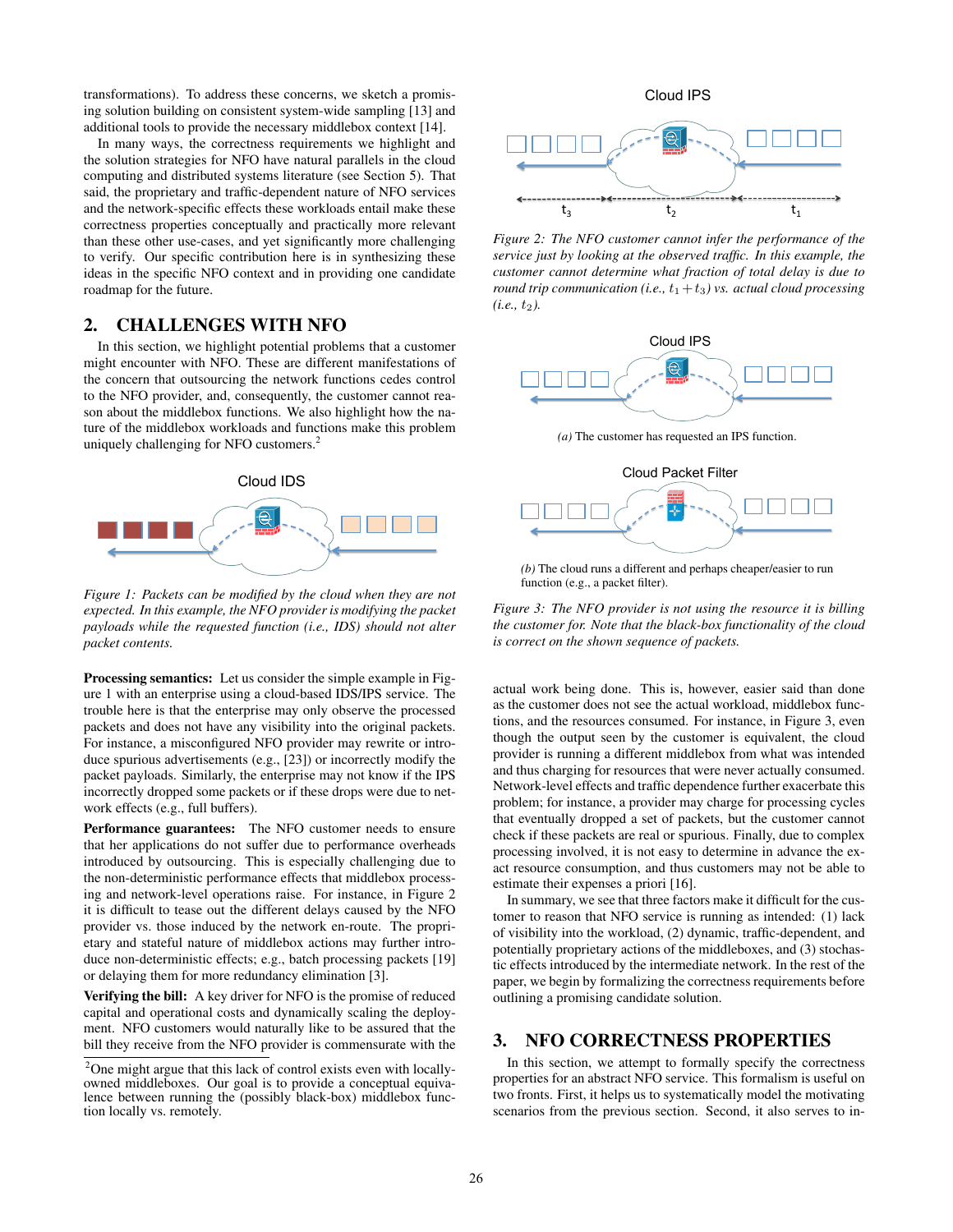transformations). To address these concerns, we sketch a promising solution building on consistent system-wide sampling [13] and additional tools to provide the necessary middlebox context [14].

In many ways, the correctness requirements we highlight and the solution strategies for NFO have natural parallels in the cloud computing and distributed systems literature (see Section 5). That said, the proprietary and traffic-dependent nature of NFO services and the network-specific effects these workloads entail make these correctness properties conceptually and practically more relevant than these other use-cases, and yet significantly more challenging to verify. Our specific contribution here is in synthesizing these ideas in the specific NFO context and in providing one candidate roadmap for the future.

## 2. CHALLENGES WITH NFO

In this section, we highlight potential problems that a customer might encounter with NFO. These are different manifestations of the concern that outsourcing the network functions cedes control to the NFO provider, and, consequently, the customer cannot reason about the middlebox functions. We also highlight how the nature of the middlebox workloads and functions make this problem uniquely challenging for NFO customers.[2]

*Figure 1: Packets can be modified by the cloud when they are not expected. In this example, the NFO provider is modifying the packet payloads while the requested function (i.e., IDS) should not alter packet contents.*

**Processing semantics:** Let us consider the simple example in Figure 1 with an enterprise using a cloud-based IDS/IPS service. The trouble here is that the enterprise may only observe the processed packets and does not have any visibility into the original packets. For instance, a misconfigured NFO provider may rewrite or introduce spurious advertisements (e.g., [23]) or incorrectly modify the packet payloads. Similarly, the enterprise may not know if the IPS incorrectly dropped some packets or if these drops were due to network effects (e.g., full buffers).

**Performance guarantees:** The NFO customer needs to ensure that her applications do not suffer due to performance overheads introduced by outsourcing. This is especially challenging due to the non-deterministic performance effects that middlebox processing and network-level operations raise. For instance, in Figure 2 it is difficult to tease out the different delays caused by the NFO provider vs. those induced by the network en-route. The proprietary and stateful nature of middlebox actions may further introduce non-deterministic effects; e.g., batch processing packets [19] or delaying them for more redundancy elimination [3].

**Verifying the bill:** A key driver for NFO is the promise of reduced capital and operational costs and dynamically scaling the deployment. NFO customers would naturally like to be assured that the bill they receive from the NFO provider is commensurate with the actual work being done. This is, however, easier said than done as the customer does not see the actual workload, middlebox functions, and the resources consumed. For instance, in Figure 3, even though the output seen by the customer is equivalent, the cloud provider is running a different middlebox from what was intended and thus charging for resources that were never actually consumed. Network-level effects and traffic dependence further exacerbate this problem; for instance, a provider may charge for processing cycles that eventually dropped a set of packets, but the customer cannot check if these packets are real or spurious. Finally, due to complex processing involved, it is not easy to determine in advance the exact resource consumption, and thus customers may not be able to estimate their expenses a priori [16].

[2] One might argue that this lack of control exists even with locally-owned middleboxes. Our goal is to provide a conceptual equivalence between running the (possibly black-box) middlebox function locally vs. remotely.

*Figure 2: The NFO customer cannot infer the performance of the service just by looking at the observed traffic. In this example, the customer cannot determine what fraction of total delay is due to round trip communication (i.e., $t_1 + t_3$) vs. actual cloud processing (i.e., $t_2$).*

*(a)* The customer has requested an IPS function.

*(b)* The cloud runs a different and perhaps cheaper/easier to run function (e.g., a packet filter).

*Figure 3: The NFO provider is not using the resource it is billing the customer for. Note that the black-box functionality of the cloud is correct on the shown sequence of packets.*

In summary, we see that three factors make it difficult for the customer to reason that NFO service is running as intended: (1) lack of visibility into the workload, (2) dynamic, traffic-dependent, and potentially proprietary actions of the middleboxes, and (3) stochastic effects introduced by the intermediate network. In the rest of the paper, we begin by formalizing the correctness requirements before outlining a promising candidate solution.

## 3. NFO CORRECTNESS PROPERTIES

In this section, we attempt to formally specify the correctness properties for an abstract NFO service. This formalism is useful on two fronts. First, it helps us to systematically model the motivating scenarios from the previous section. Second, it also serves to in-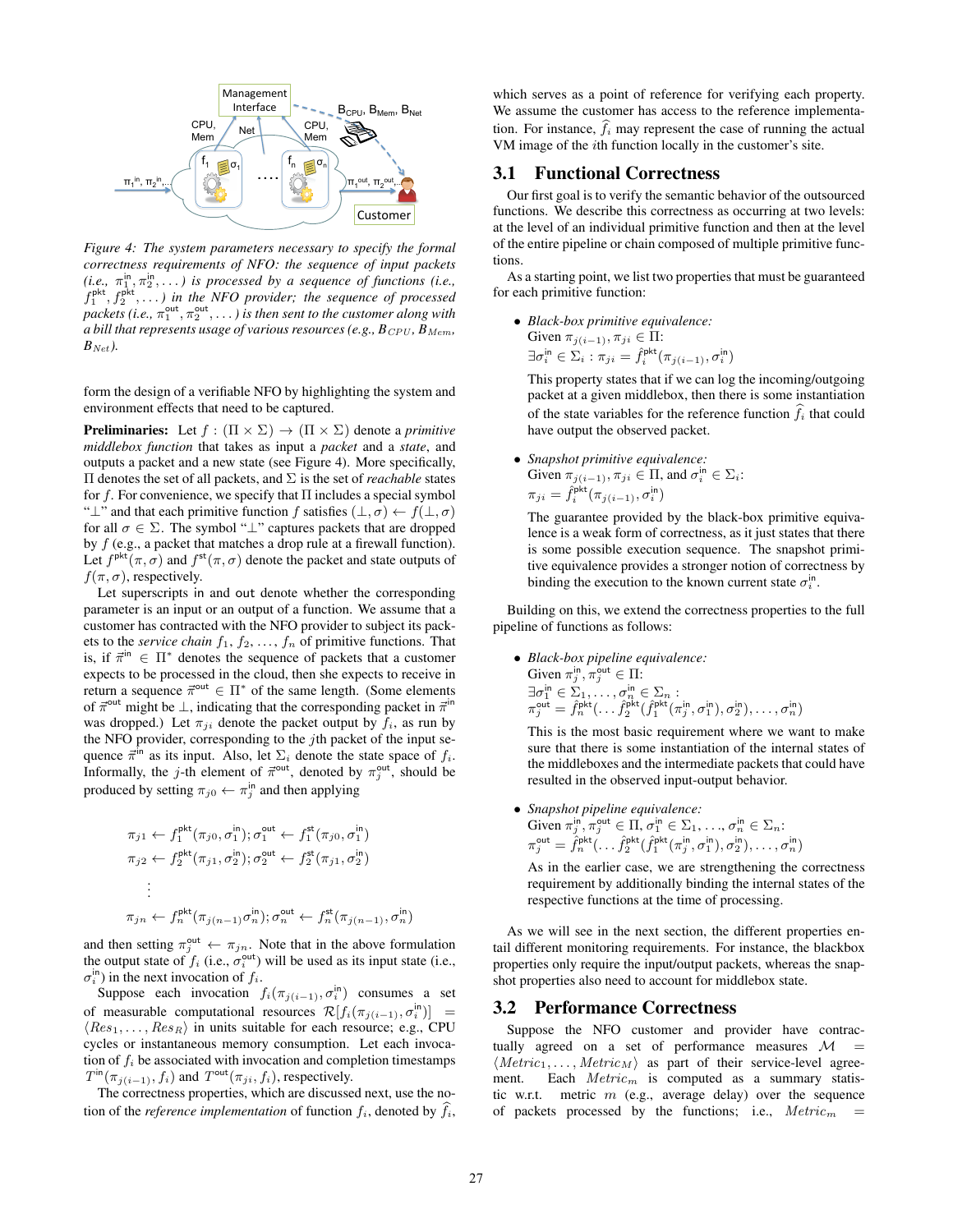*Figure 4: The system parameters necessary to specify the formal correctness requirements of NFO: the sequence of input packets (i.e., $\pi_1^{\text{in}}, \pi_2^{\text{in}}, \dots$) is processed by a sequence of functions (i.e., $f_1^{\text{pkt}}, f_2^{\text{pkt}}, \dots$) in the NFO provider; the sequence of processed packets (i.e., $\pi_1^{\text{out}}, \pi_2^{\text{out}}, \dots$) is then sent to the customer along with a bill that represents usage of various resources (e.g., $B_{CPU}$, $B_{Mem}$, $B_{Net}$).*

form the design of a verifiable NFO by highlighting the system and environment effects that need to be captured.

**Preliminaries:** Let $f : (\Pi \times \Sigma) \rightarrow (\Pi \times \Sigma)$ denote a *primitive middlebox function* that takes as input a *packet* and a *state*, and outputs a packet and a new state (see Figure 4). More specifically, $\Pi$ denotes the set of all packets, and $\Sigma$ is the set of *reachable* states for $f$. For convenience, we specify that $\Pi$ includes a special symbol "$\perp$" and that each primitive function $f$ satisfies $(\perp, \sigma) \leftarrow f(\perp, \sigma)$ for all $\sigma \in \Sigma$. The symbol "$\perp$" captures packets that are dropped by $f$ (e.g., a packet that matches a drop rule at a firewall function). Let $f^{\text{pkt}}(\pi, \sigma)$ and $f^{\text{st}}(\pi, \sigma)$ denote the packet and state outputs of $f(\pi, \sigma)$, respectively.

Let superscripts in and out denote whether the corresponding parameter is an input or an output of a function. We assume that a customer has contracted with the NFO provider to subject its packets to the *service chain* $f_1, f_2, \dots, f_n$ of primitive functions. That is, if $\vec{\pi}^{\text{in}} \in \Pi^*$ denotes the sequence of packets that a customer expects to be processed in the cloud, then she expects to receive in return a sequence $\vec{\pi}^{\text{out}} \in \Pi^*$ of the same length. (Some elements of $\vec{\pi}^{\text{out}}$ might be $\perp$, indicating that the corresponding packet in $\vec{\pi}^{\text{in}}$ was dropped.) Let $\pi_{ji}$ denote the packet output by $f_i$, as run by the NFO provider, corresponding to the $j$th packet of the input sequence $\vec{\pi}^{\text{in}}$ as its input. Also, let $\Sigma_i$ denote the state space of $f_i$. Informally, the $j$-th element of $\vec{\pi}^{\text{out}}$, denoted by $\pi_j^{\text{out}}$, should be produced by setting $\pi_{j0} \leftarrow \pi_j^{\text{in}}$ and then applying

$$
\begin{aligned}
&\pi_{j1} \leftarrow f_1^{\text{pkt}}(\pi_{j0}, \sigma_1^{\text{in}}); \sigma_1^{\text{out}} \leftarrow f_1^{\text{st}}(\pi_{j0}, \sigma_1^{\text{in}}) \\
&\pi_{j2} \leftarrow f_2^{\text{pkt}}(\pi_{j1}, \sigma_2^{\text{in}}); \sigma_2^{\text{out}} \leftarrow f_2^{\text{st}}(\pi_{j1}, \sigma_2^{\text{in}}) \\
&\quad \vdots \\
&\pi_{jn} \leftarrow f_n^{\text{pkt}}(\pi_{j(n-1)} \sigma_n^{\text{in}}); \sigma_n^{\text{out}} \leftarrow f_n^{\text{st}}(\pi_{j(n-1)}, \sigma_n^{\text{in}})
\end{aligned}
$$

and then setting $\pi_j^{\text{out}} \leftarrow \pi_{jn}$. Note that in the above formulation the output state of $f_i$ (i.e., $\sigma_i^{\text{out}}$) will be used as its input state (i.e., $\sigma_i^{\text{in}}$) in the next invocation of $f_i$.

Suppose each invocation $f_i(\pi_{j(i-1)}, \sigma_i^{\text{in}})$ consumes a set of measurable computational resources $\mathcal{R}[f_i(\pi_{j(i-1)}, \sigma_i^{\text{in}})] = \langle Res_1, \dots, Res_R \rangle$ in units suitable for each resource; e.g., CPU cycles or instantaneous memory consumption. Let each invocation of $f_i$ be associated with invocation and completion timestamps $T^{\text{in}}(\pi_{j(i-1)}, f_i)$ and $T^{\text{out}}(\pi_{ji}, f_i)$, respectively.

The correctness properties, which are discussed next, use the notion of the *reference implementation* of function $f_i$, denoted by $\widehat{f}_i$, which serves as a point of reference for verifying each property. We assume the customer has access to the reference implementation. For instance, $\widehat{f}_i$ may represent the case of running the actual VM image of the $i$th function locally in the customer's site.

## 3.1 Functional Correctness

Our first goal is to verify the semantic behavior of the outsourced functions. We describe this correctness as occurring at two levels: at the level of an individual primitive function and then at the level of the entire pipeline or chain composed of multiple primitive functions.

As a starting point, we list two properties that must be guaranteed for each primitive function:

- *Black-box primitive equivalence:*
  Given $\pi_{j(i-1)}, \pi_{ji} \in \Pi$:
  $\exists \sigma_i^{\text{in}} \in \Sigma_i : \pi_{ji} = \widehat{f}_i^{\text{pkt}}(\pi_{j(i-1)}, \sigma_i^{\text{in}})$

  This property states that if we can log the incoming/outgoing packet at a given middlebox, then there is some instantiation of the state variables for the reference function $\widehat{f}_i$ that could have output the observed packet.

- *Snapshot primitive equivalence:*
  Given $\pi_{j(i-1)}, \pi_{ji} \in \Pi$, and $\sigma_i^{\text{in}} \in \Sigma_i$:
  $\pi_{ji} = \widehat{f}_i^{\text{pkt}}(\pi_{j(i-1)}, \sigma_i^{\text{in}})$

  The guarantee provided by the black-box primitive equivalence is a weak form of correctness, as it just states that there is some possible execution sequence. The snapshot primitive equivalence provides a stronger notion of correctness by binding the execution to the known current state $\sigma_i^{\text{in}}$.

Building on this, we extend the correctness properties to the full pipeline of functions as follows:

- *Black-box pipeline equivalence:*
  Given $\pi_j^{\text{in}}, \pi_j^{\text{out}} \in \Pi$:
  $\exists \sigma_1^{\text{in}} \in \Sigma_1, \dots, \sigma_n^{\text{in}} \in \Sigma_n$ :
  $\pi_j^{\text{out}} = \widehat{f}_n^{\text{pkt}}(\dots \widehat{f}_2^{\text{pkt}}(\widehat{f}_1^{\text{pkt}}(\pi_j^{\text{in}}, \sigma_1^{\text{in}}), \sigma_2^{\text{in}}), \dots, \sigma_n^{\text{in}})$

  This is the most basic requirement where we want to make sure that there is some instantiation of the internal states of the middleboxes and the intermediate packets that could have resulted in the observed input-output behavior.

- *Snapshot pipeline equivalence:*
  Given $\pi_j^{\text{in}}, \pi_j^{\text{out}} \in \Pi$, $\sigma_1^{\text{in}} \in \Sigma_1, \dots, \sigma_n^{\text{in}} \in \Sigma_n$:
  $\pi_j^{\text{out}} = \widehat{f}_n^{\text{pkt}}(\dots \widehat{f}_2^{\text{pkt}}(\widehat{f}_1^{\text{pkt}}(\pi_j^{\text{in}}, \sigma_1^{\text{in}}), \sigma_2^{\text{in}}), \dots, \sigma_n^{\text{in}})$

  As in the earlier case, we are strengthening the correctness requirement by additionally binding the internal states of the respective functions at the time of processing.

As we will see in the next section, the different properties entail different monitoring requirements. For instance, the blackbox properties only require the input/output packets, whereas the snapshot properties also need to account for middlebox state.

## 3.2 Performance Correctness

Suppose the NFO customer and provider have contractually agreed on a set of performance measures $\mathcal{M} = \langle Metric_1, \dots, Metric_M \rangle$ as part of their service-level agreement. Each $Metric_m$ is computed as a summary statistic w.r.t. metric $m$ (e.g., average delay) over the sequence of packets processed by the functions; i.e., $Metric_m =$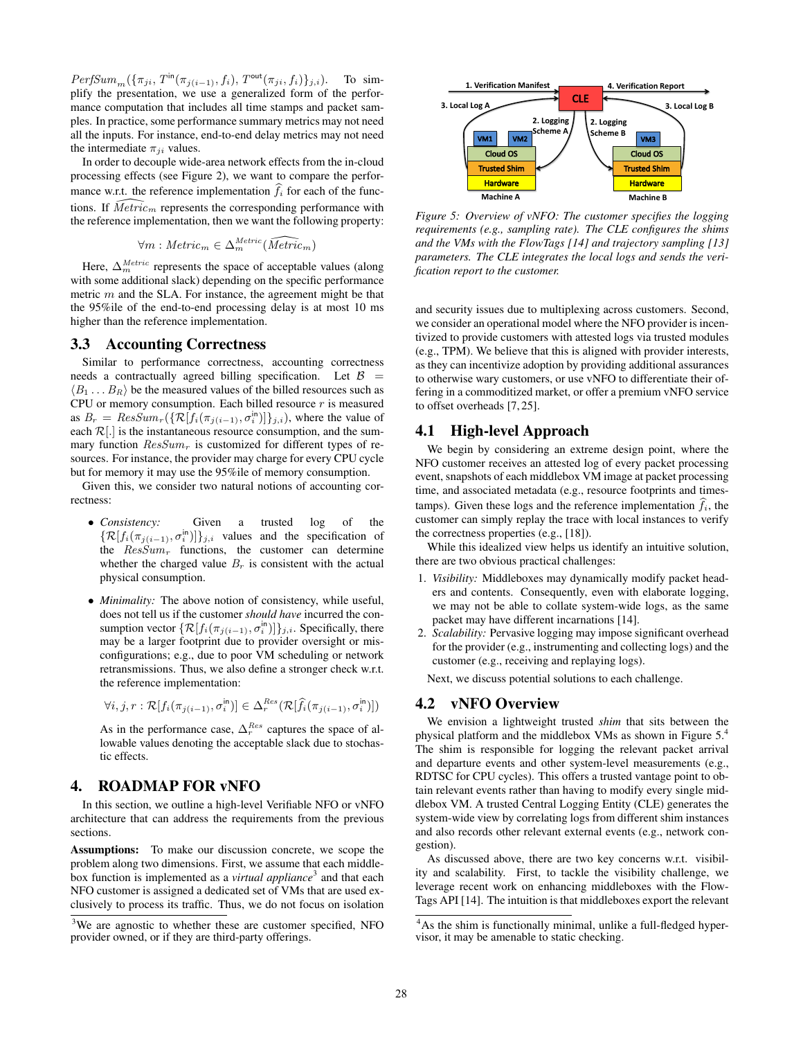$PerfSum_m(\{\pi_{ji}, T^{\text{in}}(\pi_{j(i-1)}, f_i), T^{\text{out}}(\pi_{ji}, f_i)\}_{j,i})$. To simplify the presentation, we use a generalized form of the performance computation that includes all time stamps and packet samples. In practice, some performance summary metrics may not need all the inputs. For instance, end-to-end delay metrics may not need the intermediate $\pi_{ji}$ values.

In order to decouple wide-area network effects from the in-cloud processing effects (see Figure 2), we want to compare the performance w.r.t. the reference implementation $\widehat{f_i}$ for each of the functions. If $\widehat{Metric_m}$ represents the corresponding performance with the reference implementation, then we want the following property:

$$\forall m : Metric_m \in \Delta_m^{Metric}(\widehat{Metric_m})$$

Here, $\Delta_m^{Metric}$ represents the space of acceptable values (along with some additional slack) depending on the specific performance metric $m$ and the SLA. For instance, the agreement might be that the 95%ile of the end-to-end processing delay is at most 10 ms higher than the reference implementation.

## 3.3 Accounting Correctness

Similar to performance correctness, accounting correctness needs a contractually agreed billing specification. Let $\mathcal{B} = \langle B_1 \ldots B_R \rangle$ be the measured values of the billed resources such as CPU or memory consumption. Each billed resource $r$ is measured as $B_r = ResSum_r(\{\mathcal{R}[f_i(\pi_{j(i-1)}, \sigma_i^{\text{in}})]\}_{j,i})$, where the value of each $\mathcal{R}[.]$ is the instantaneous resource consumption, and the summary function $ResSum_r$ is customized for different types of resources. For instance, the provider may charge for every CPU cycle but for memory it may use the 95%ile of memory consumption.

Given this, we consider two natural notions of accounting correctness:

- *Consistency:* Given a trusted log of the $\{\mathcal{R}[f_i(\pi_{j(i-1)}, \sigma_i^{\text{in}})]\}_{j,i}$ values and the specification of the $ResSum_r$ functions, the customer can determine whether the charged value $B_r$ is consistent with the actual physical consumption.

- *Minimality:* The above notion of consistency, while useful, does not tell us if the customer *should have* incurred the consumption vector $\{\mathcal{R}[f_i(\pi_{j(i-1)}, \sigma_i^{\text{in}})]\}_{j,i}$. Specifically, there may be a larger footprint due to provider oversight or misconfigurations; e.g., due to poor VM scheduling or network retransmissions. Thus, we also define a stronger check w.r.t. the reference implementation:

  $$\forall i, j, r : \mathcal{R}[f_i(\pi_{j(i-1)}, \sigma_i^{\text{in}})] \in \Delta_r^{Res}(\mathcal{R}[\widehat{f_i}(\pi_{j(i-1)}, \sigma_i^{\text{in}})])$$

  As in the performance case, $\Delta_r^{Res}$ captures the space of allowable values denoting the acceptable slack due to stochastic effects.

# 4. ROADMAP FOR vNFO

In this section, we outline a high-level Verifiable NFO or vNFO architecture that can address the requirements from the previous sections.

**Assumptions:** To make our discussion concrete, we scope the problem along two dimensions. First, we assume that each middlebox function is implemented as a *virtual appliance*[3] and that each NFO customer is assigned a dedicated set of VMs that are used exclusively to process its traffic. Thus, we do not focus on isolation and security issues due to multiplexing across customers. Second, we consider an operational model where the NFO provider is incentivized to provide customers with attested logs via trusted modules (e.g., TPM). We believe that this is aligned with provider interests, as they can incentivize adoption by providing additional assurances to otherwise wary customers, or use vNFO to differentiate their offering in a commoditized market, or offer a premium vNFO service to offset overheads [7, 25].

[3] We are agnostic to whether these are customer specified, NFO provider owned, or if they are third-party offerings.

Figure 5: Overview of vNFO: The customer specifies the logging requirements (e.g., sampling rate). The CLE configures the shims and the VMs with the FlowTags [14] and trajectory sampling [13] parameters. The CLE integrates the local logs and sends the verification report to the customer.

## 4.1 High-level Approach

We begin by considering an extreme design point, where the NFO customer receives an attested log of every packet processing event, snapshots of each middlebox VM image at packet processing time, and associated metadata (e.g., resource footprints and timestamps). Given these logs and the reference implementation $\widehat{f_i}$, the customer can simply replay the trace with local instances to verify the correctness properties (e.g., [18]).

While this idealized view helps us identify an intuitive solution, there are two obvious practical challenges:

1. *Visibility:* Middleboxes may dynamically modify packet headers and contents. Consequently, even with elaborate logging, we may not be able to collate system-wide logs, as the same packet may have different incarnations [14].
2. *Scalability:* Pervasive logging may impose significant overhead for the provider (e.g., instrumenting and collecting logs) and the customer (e.g., receiving and replaying logs).

Next, we discuss potential solutions to each challenge.

## 4.2 vNFO Overview

We envision a lightweight trusted *shim* that sits between the physical platform and the middlebox VMs as shown in Figure 5.[4] The shim is responsible for logging the relevant packet arrival and departure events and other system-level measurements (e.g., RDTSC for CPU cycles). This offers a trusted vantage point to obtain relevant events rather than having to modify every single middlebox VM. A trusted Central Logging Entity (CLE) generates the system-wide view by correlating logs from different shim instances and also records other relevant external events (e.g., network congestion).

As discussed above, there are two key concerns w.r.t. visibility and scalability. First, to tackle the visibility challenge, we leverage recent work on enhancing middleboxes with the FlowTags API [14]. The intuition is that middleboxes export the relevant

[4] As the shim is functionally minimal, unlike a full-fledged hypervisor, it may be amenable to static checking.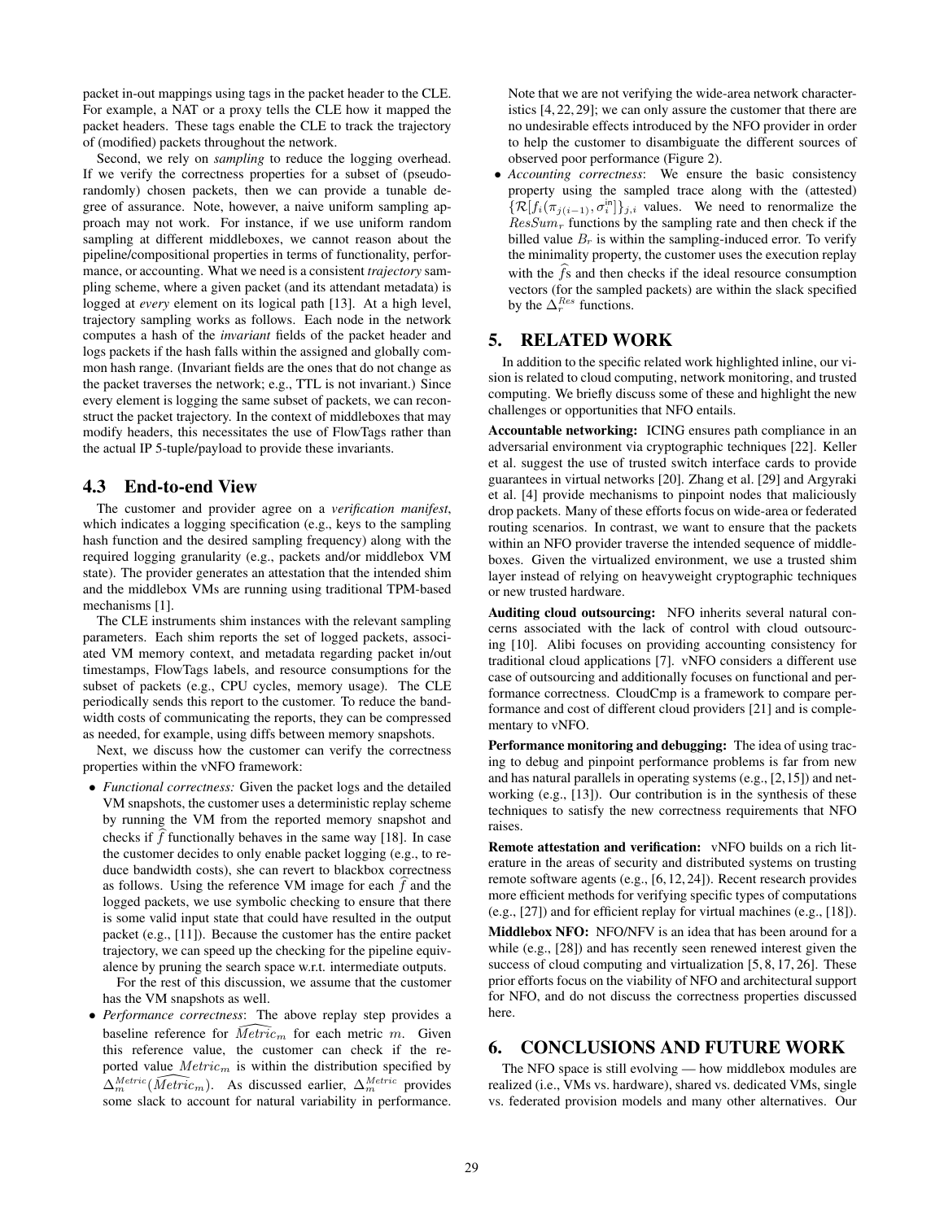packet in-out mappings using tags in the packet header to the CLE. For example, a NAT or a proxy tells the CLE how it mapped the packet headers. These tags enable the CLE to track the trajectory of (modified) packets throughout the network.

Second, we rely on *sampling* to reduce the logging overhead. If we verify the correctness properties for a subset of (pseudo-randomly) chosen packets, then we can provide a tunable degree of assurance. Note, however, a naive uniform sampling approach may not work. For instance, if we use uniform random sampling at different middleboxes, we cannot reason about the pipeline/compositional properties in terms of functionality, performance, or accounting. What we need is a consistent *trajectory* sampling scheme, where a given packet (and its attendant metadata) is logged at *every* element on its logical path [13]. At a high level, trajectory sampling works as follows. Each node in the network computes a hash of the *invariant* fields of the packet header and logs packets if the hash falls within the assigned and globally common hash range. (Invariant fields are the ones that do not change as the packet traverses the network; e.g., TTL is not invariant.) Since every element is logging the same subset of packets, we can reconstruct the packet trajectory. In the context of middleboxes that may modify headers, this necessitates the use of FlowTags rather than the actual IP 5-tuple/payload to provide these invariants.

## 4.3 End-to-end View

The customer and provider agree on a *verification manifest*, which indicates a logging specification (e.g., keys to the sampling hash function and the desired sampling frequency) along with the required logging granularity (e.g., packets and/or middlebox VM state). The provider generates an attestation that the intended shim and the middlebox VMs are running using traditional TPM-based mechanisms [1].

The CLE instruments shim instances with the relevant sampling parameters. Each shim reports the set of logged packets, associated VM memory context, and metadata regarding packet in/out timestamps, FlowTags labels, and resource consumptions for the subset of packets (e.g., CPU cycles, memory usage). The CLE periodically sends this report to the customer. To reduce the bandwidth costs of communicating the reports, they can be compressed as needed, for example, using diffs between memory snapshots.

Next, we discuss how the customer can verify the correctness properties within the vNFO framework:

- *Functional correctness:* Given the packet logs and the detailed VM snapshots, the customer uses a deterministic replay scheme by running the VM from the reported memory snapshot and checks if $\widehat{f}$ functionally behaves in the same way [18]. In case the customer decides to only enable packet logging (e.g., to reduce bandwidth costs), she can revert to blackbox correctness as follows. Using the reference VM image for each $\widehat{f}$ and the logged packets, we use symbolic checking to ensure that there is some valid input state that could have resulted in the output packet (e.g., [11]). Because the customer has the entire packet trajectory, we can speed up the checking for the pipeline equivalence by pruning the search space w.r.t. intermediate outputs.

  For the rest of this discussion, we assume that the customer has the VM snapshots as well.
- *Performance correctness*: The above replay step provides a baseline reference for $\widehat{Metric}_m$ for each metric $m$. Given this reference value, the customer can check if the reported value $Metric_m$ is within the distribution specified by $\Delta_m^{Metric}(\widehat{Metric}_m)$. As discussed earlier, $\Delta_m^{Metric}$ provides some slack to account for natural variability in performance. Note that we are not verifying the wide-area network characteristics [4, 22, 29]; we can only assure the customer that there are no undesirable effects introduced by the NFO provider in order to help the customer to disambiguate the different sources of observed poor performance (Figure 2).
- *Accounting correctness*: We ensure the basic consistency property using the sampled trace along with the (attested) $\{\mathcal{R}[f_i(\pi_{j(i-1)}, \sigma_i^{\text{in}}]\}_{j,i}$ values. We need to renormalize the $ResSum_r$ functions by the sampling rate and then check if the billed value $B_r$ is within the sampling-induced error. To verify the minimality property, the customer uses the execution replay with the $\widehat{f}$s and then checks if the ideal resource consumption vectors (for the sampled packets) are within the slack specified by the $\Delta_r^{Res}$ functions.

# 5. RELATED WORK

In addition to the specific related work highlighted inline, our vision is related to cloud computing, network monitoring, and trusted computing. We briefly discuss some of these and highlight the new challenges or opportunities that NFO entails.

**Accountable networking:** ICING ensures path compliance in an adversarial environment via cryptographic techniques [22]. Keller et al. suggest the use of trusted switch interface cards to provide guarantees in virtual networks [20]. Zhang et al. [29] and Argyraki et al. [4] provide mechanisms to pinpoint nodes that maliciously drop packets. Many of these efforts focus on wide-area or federated routing scenarios. In contrast, we want to ensure that the packets within an NFO provider traverse the intended sequence of middleboxes. Given the virtualized environment, we use a trusted shim layer instead of relying on heavyweight cryptographic techniques or new trusted hardware.

**Auditing cloud outsourcing:** NFO inherits several natural concerns associated with the lack of control with cloud outsourcing [10]. Alibi focuses on providing accounting consistency for traditional cloud applications [7]. vNFO considers a different use case of outsourcing and additionally focuses on functional and performance correctness. CloudCmp is a framework to compare performance and cost of different cloud providers [21] and is complementary to vNFO.

**Performance monitoring and debugging:** The idea of using tracing to debug and pinpoint performance problems is far from new and has natural parallels in operating systems (e.g., [2, 15]) and networking (e.g., [13]). Our contribution is in the synthesis of these techniques to satisfy the new correctness requirements that NFO raises.

**Remote attestation and verification:** vNFO builds on a rich literature in the areas of security and distributed systems on trusting remote software agents (e.g., [6, 12, 24]). Recent research provides more efficient methods for verifying specific types of computations (e.g., [27]) and for efficient replay for virtual machines (e.g., [18]).

**Middlebox NFO:** NFO/NFV is an idea that has been around for a while (e.g., [28]) and has recently seen renewed interest given the success of cloud computing and virtualization [5, 8, 17, 26]. These prior efforts focus on the viability of NFO and architectural support for NFO, and do not discuss the correctness properties discussed here.

# 6. CONCLUSIONS AND FUTURE WORK

The NFO space is still evolving — how middlebox modules are realized (i.e., VMs vs. hardware), shared vs. dedicated VMs, single vs. federated provision models and many other alternatives. Our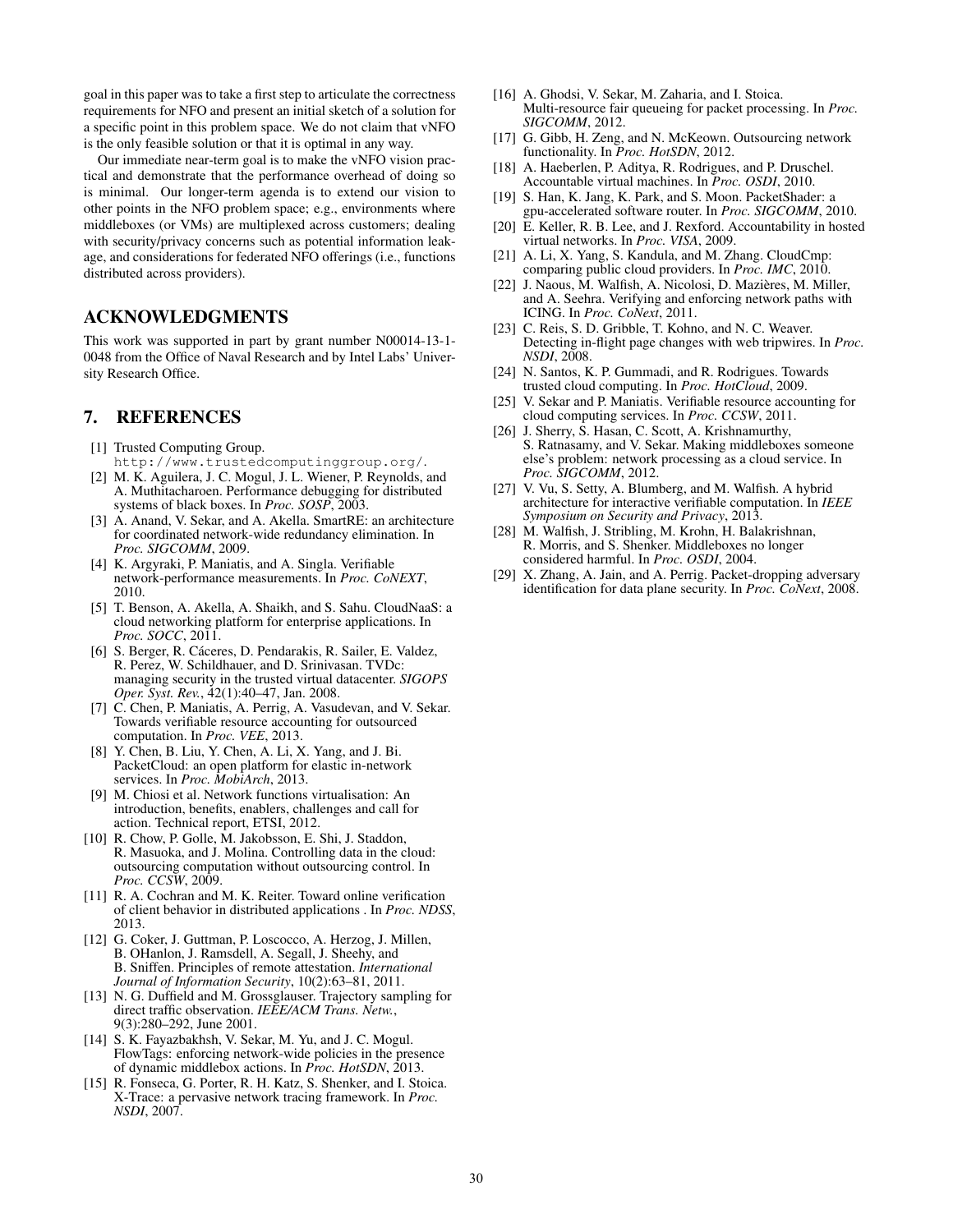goal in this paper was to take a first step to articulate the correctness requirements for NFO and present an initial sketch of a solution for a specific point in this problem space. We do not claim that vNFO is the only feasible solution or that it is optimal in any way.

Our immediate near-term goal is to make the vNFO vision practical and demonstrate that the performance overhead of doing so is minimal. Our longer-term agenda is to extend our vision to other points in the NFO problem space; e.g., environments where middleboxes (or VMs) are multiplexed across customers; dealing with security/privacy concerns such as potential information leakage, and considerations for federated NFO offerings (i.e., functions distributed across providers).

## ACKNOWLEDGMENTS

This work was supported in part by grant number N00014-13-1-0048 from the Office of Naval Research and by Intel Labs' University Research Office.

## 7. REFERENCES

- [1] Trusted Computing Group. http://www.trustedcomputinggroup.org/.
- [2] M. K. Aguilera, J. C. Mogul, J. L. Wiener, P. Reynolds, and A. Muthitacharoen. Performance debugging for distributed systems of black boxes. In *Proc. SOSP*, 2003.
- [3] A. Anand, V. Sekar, and A. Akella. SmartRE: an architecture for coordinated network-wide redundancy elimination. In *Proc. SIGCOMM*, 2009.
- [4] K. Argyraki, P. Maniatis, and A. Singla. Verifiable network-performance measurements. In *Proc. CoNEXT*, 2010.
- [5] T. Benson, A. Akella, A. Shaikh, and S. Sahu. CloudNaaS: a cloud networking platform for enterprise applications. In *Proc. SOCC*, 2011.
- [6] S. Berger, R. Cáceres, D. Pendarakis, R. Sailer, E. Valdez, R. Perez, W. Schildhauer, and D. Srinivasan. TVDc: managing security in the trusted virtual datacenter. *SIGOPS Oper. Syst. Rev.*, 42(1):40–47, Jan. 2008.
- [7] C. Chen, P. Maniatis, A. Perrig, A. Vasudevan, and V. Sekar. Towards verifiable resource accounting for outsourced computation. In *Proc. VEE*, 2013.
- [8] Y. Chen, B. Liu, Y. Chen, A. Li, X. Yang, and J. Bi. PacketCloud: an open platform for elastic in-network services. In *Proc. MobiArch*, 2013.
- [9] M. Chiosi et al. Network functions virtualisation: An introduction, benefits, enablers, challenges and call for action. Technical report, ETSI, 2012.
- [10] R. Chow, P. Golle, M. Jakobsson, E. Shi, J. Staddon, R. Masuoka, and J. Molina. Controlling data in the cloud: outsourcing computation without outsourcing control. In *Proc. CCSW*, 2009.
- [11] R. A. Cochran and M. K. Reiter. Toward online verification of client behavior in distributed applications . In *Proc. NDSS*, 2013.
- [12] G. Coker, J. Guttman, P. Loscocco, A. Herzog, J. Millen, B. OHanlon, J. Ramsdell, A. Segall, J. Sheehy, and B. Sniffen. Principles of remote attestation. *International Journal of Information Security*, 10(2):63–81, 2011.
- [13] N. G. Duffield and M. Grossglauser. Trajectory sampling for direct traffic observation. *IEEE/ACM Trans. Netw.*, 9(3):280–292, June 2001.
- [14] S. K. Fayazbakhsh, V. Sekar, M. Yu, and J. C. Mogul. FlowTags: enforcing network-wide policies in the presence of dynamic middlebox actions. In *Proc. HotSDN*, 2013.
- [15] R. Fonseca, G. Porter, R. H. Katz, S. Shenker, and I. Stoica. X-Trace: a pervasive network tracing framework. In *Proc. NSDI*, 2007.
- [16] A. Ghodsi, V. Sekar, M. Zaharia, and I. Stoica. Multi-resource fair queueing for packet processing. In *Proc. SIGCOMM*, 2012.
- [17] G. Gibb, H. Zeng, and N. McKeown. Outsourcing network functionality. In *Proc. HotSDN*, 2012.
- [18] A. Haeberlen, P. Aditya, R. Rodrigues, and P. Druschel. Accountable virtual machines. In *Proc. OSDI*, 2010.
- [19] S. Han, K. Jang, K. Park, and S. Moon. PacketShader: a gpu-accelerated software router. In *Proc. SIGCOMM*, 2010.
- [20] E. Keller, R. B. Lee, and J. Rexford. Accountability in hosted virtual networks. In *Proc. VISA*, 2009.
- [21] A. Li, X. Yang, S. Kandula, and M. Zhang. CloudCmp: comparing public cloud providers. In *Proc. IMC*, 2010.
- [22] J. Naous, M. Walfish, A. Nicolosi, D. Mazières, M. Miller, and A. Seehra. Verifying and enforcing network paths with ICING. In *Proc. CoNext*, 2011.
- [23] C. Reis, S. D. Gribble, T. Kohno, and N. C. Weaver. Detecting in-flight page changes with web tripwires. In *Proc. NSDI*, 2008.
- [24] N. Santos, K. P. Gummadi, and R. Rodrigues. Towards trusted cloud computing. In *Proc. HotCloud*, 2009.
- [25] V. Sekar and P. Maniatis. Verifiable resource accounting for cloud computing services. In *Proc. CCSW*, 2011.
- [26] J. Sherry, S. Hasan, C. Scott, A. Krishnamurthy, S. Ratnasamy, and V. Sekar. Making middleboxes someone else's problem: network processing as a cloud service. In *Proc. SIGCOMM*, 2012.
- [27] V. Vu, S. Setty, A. Blumberg, and M. Walfish. A hybrid architecture for interactive verifiable computation. In *IEEE Symposium on Security and Privacy*, 2013.
- [28] M. Walfish, J. Stribling, M. Krohn, H. Balakrishnan, R. Morris, and S. Shenker. Middleboxes no longer considered harmful. In *Proc. OSDI*, 2004.
- [29] X. Zhang, A. Jain, and A. Perrig. Packet-dropping adversary identification for data plane security. In *Proc. CoNext*, 2008.